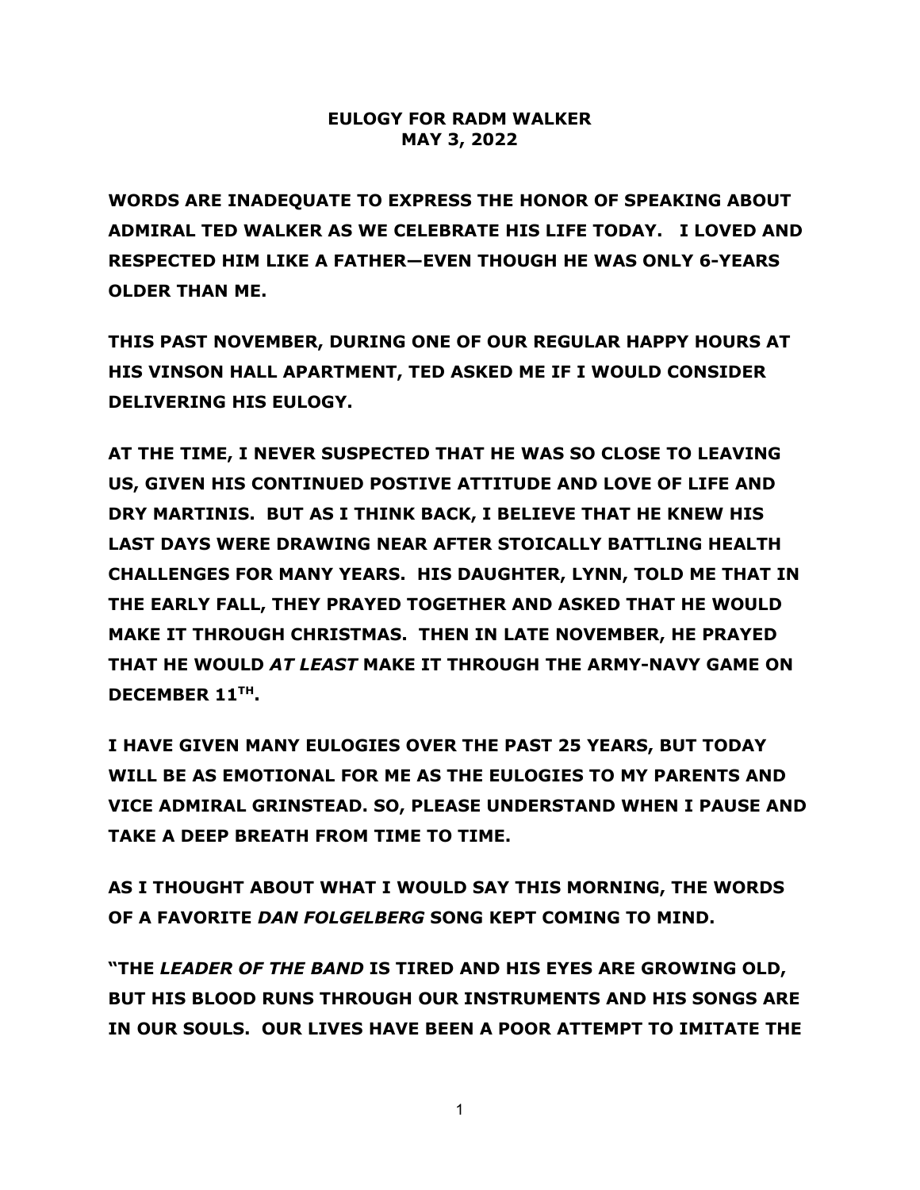# EULOGY FOR RADM WALKER
# MAY 3, 2022

**WORDS ARE INADEQUATE TO EXPRESS THE HONOR OF SPEAKING ABOUT ADMIRAL TED WALKER AS WE CELEBRATE HIS LIFE TODAY. I LOVED AND RESPECTED HIM LIKE A FATHER—EVEN THOUGH HE WAS ONLY 6-YEARS OLDER THAN ME.**

**THIS PAST NOVEMBER, DURING ONE OF OUR REGULAR HAPPY HOURS AT HIS VINSON HALL APARTMENT, TED ASKED ME IF I WOULD CONSIDER DELIVERING HIS EULOGY.**

**AT THE TIME, I NEVER SUSPECTED THAT HE WAS SO CLOSE TO LEAVING US, GIVEN HIS CONTINUED POSTIVE ATTITUDE AND LOVE OF LIFE AND DRY MARTINIS. BUT AS I THINK BACK, I BELIEVE THAT HE KNEW HIS LAST DAYS WERE DRAWING NEAR AFTER STOICALLY BATTLING HEALTH CHALLENGES FOR MANY YEARS. HIS DAUGHTER, LYNN, TOLD ME THAT IN THE EARLY FALL, THEY PRAYED TOGETHER AND ASKED THAT HE WOULD MAKE IT THROUGH CHRISTMAS. THEN IN LATE NOVEMBER, HE PRAYED THAT HE WOULD *AT LEAST* MAKE IT THROUGH THE ARMY-NAVY GAME ON DECEMBER 11TH.**

**I HAVE GIVEN MANY EULOGIES OVER THE PAST 25 YEARS, BUT TODAY WILL BE AS EMOTIONAL FOR ME AS THE EULOGIES TO MY PARENTS AND VICE ADMIRAL GRINSTEAD. SO, PLEASE UNDERSTAND WHEN I PAUSE AND TAKE A DEEP BREATH FROM TIME TO TIME.**

**AS I THOUGHT ABOUT WHAT I WOULD SAY THIS MORNING, THE WORDS OF A FAVORITE *DAN FOLGELBERG* SONG KEPT COMING TO MIND.**

**"THE *LEADER OF THE BAND* IS TIRED AND HIS EYES ARE GROWING OLD, BUT HIS BLOOD RUNS THROUGH OUR INSTRUMENTS AND HIS SONGS ARE IN OUR SOULS. OUR LIVES HAVE BEEN A POOR ATTEMPT TO IMITATE THE**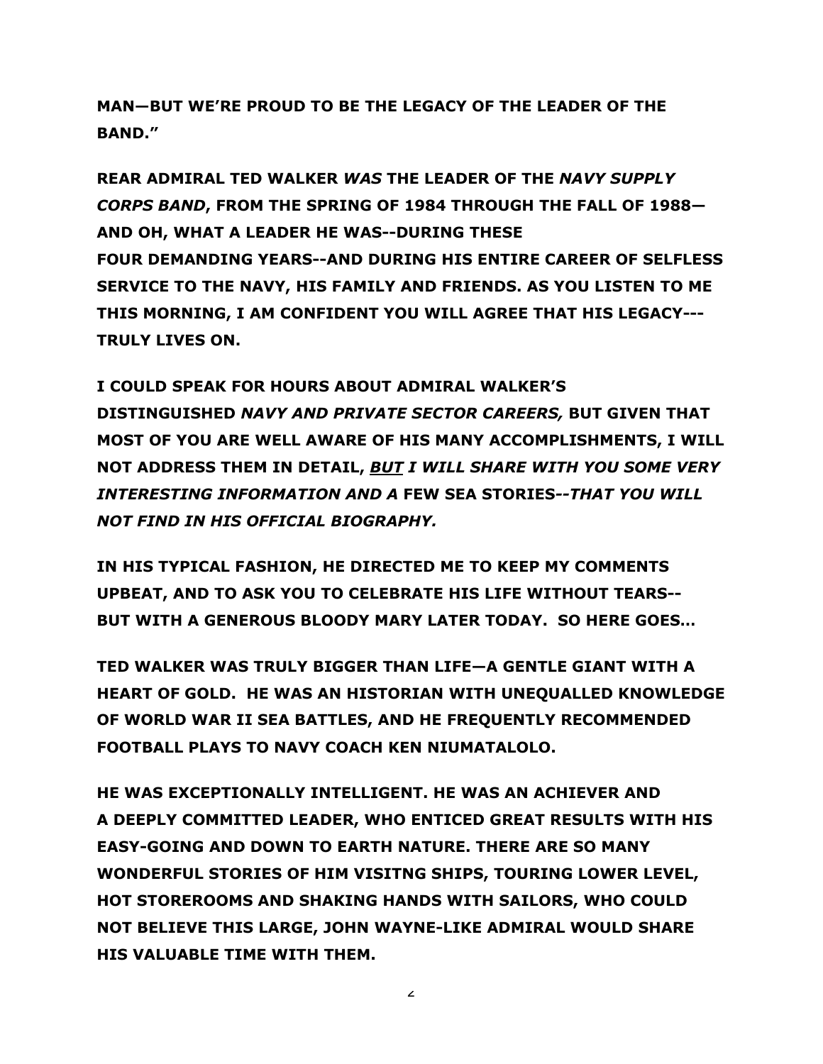**MAN—BUT WE'RE PROUD TO BE THE LEGACY OF THE LEADER OF THE BAND."**

**REAR ADMIRAL TED WALKER *WAS* THE LEADER OF THE *NAVY SUPPLY CORPS BAND*, FROM THE SPRING OF 1984 THROUGH THE FALL OF 1988—AND OH, WHAT A LEADER HE WAS--DURING THESE FOUR DEMANDING YEARS--AND DURING HIS ENTIRE CAREER OF SELFLESS SERVICE TO THE NAVY, HIS FAMILY AND FRIENDS. AS YOU LISTEN TO ME THIS MORNING, I AM CONFIDENT YOU WILL AGREE THAT HIS LEGACY---TRULY LIVES ON.**

**I COULD SPEAK FOR HOURS ABOUT ADMIRAL WALKER'S DISTINGUISHED *NAVY AND PRIVATE SECTOR CAREERS,* BUT GIVEN THAT MOST OF YOU ARE WELL AWARE OF HIS MANY ACCOMPLISHMENTS, I WILL NOT ADDRESS THEM IN DETAIL, *<u>BUT</u> I WILL SHARE WITH YOU SOME VERY INTERESTING INFORMATION AND A* FEW SEA STORIES--*THAT YOU WILL NOT FIND IN HIS OFFICIAL BIOGRAPHY.***

**IN HIS TYPICAL FASHION, HE DIRECTED ME TO KEEP MY COMMENTS UPBEAT, AND TO ASK YOU TO CELEBRATE HIS LIFE WITHOUT TEARS--BUT WITH A GENEROUS BLOODY MARY LATER TODAY. SO HERE GOES…**

**TED WALKER WAS TRULY BIGGER THAN LIFE—A GENTLE GIANT WITH A HEART OF GOLD. HE WAS AN HISTORIAN WITH UNEQUALLED KNOWLEDGE OF WORLD WAR II SEA BATTLES, AND HE FREQUENTLY RECOMMENDED FOOTBALL PLAYS TO NAVY COACH KEN NIUMATALOLO.**

**HE WAS EXCEPTIONALLY INTELLIGENT. HE WAS AN ACHIEVER AND A DEEPLY COMMITTED LEADER, WHO ENTICED GREAT RESULTS WITH HIS EASY-GOING AND DOWN TO EARTH NATURE. THERE ARE SO MANY WONDERFUL STORIES OF HIM VISITNG SHIPS, TOURING LOWER LEVEL, HOT STOREROOMS AND SHAKING HANDS WITH SAILORS, WHO COULD NOT BELIEVE THIS LARGE, JOHN WAYNE-LIKE ADMIRAL WOULD SHARE HIS VALUABLE TIME WITH THEM.**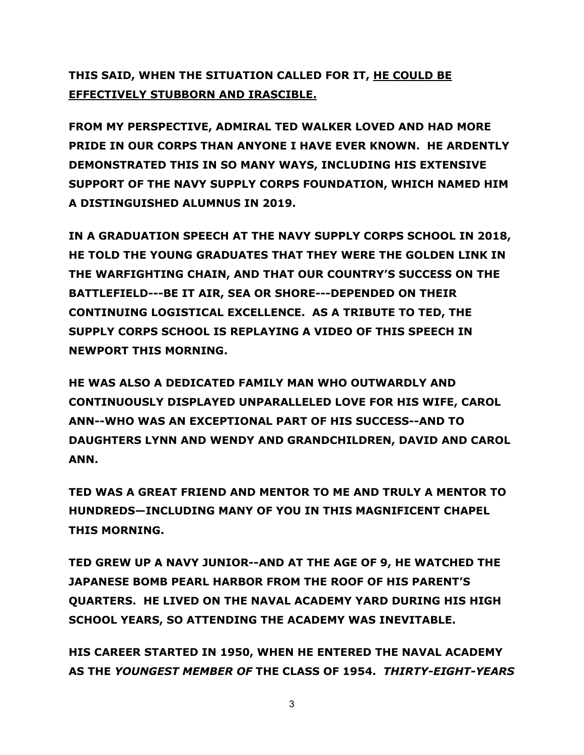**THIS SAID, WHEN THE SITUATION CALLED FOR IT, <u>HE COULD BE EFFECTIVELY STUBBORN AND IRASCIBLE.</u>**

**FROM MY PERSPECTIVE, ADMIRAL TED WALKER LOVED AND HAD MORE PRIDE IN OUR CORPS THAN ANYONE I HAVE EVER KNOWN. HE ARDENTLY DEMONSTRATED THIS IN SO MANY WAYS, INCLUDING HIS EXTENSIVE SUPPORT OF THE NAVY SUPPLY CORPS FOUNDATION, WHICH NAMED HIM A DISTINGUISHED ALUMNUS IN 2019.**

**IN A GRADUATION SPEECH AT THE NAVY SUPPLY CORPS SCHOOL IN 2018, HE TOLD THE YOUNG GRADUATES THAT THEY WERE THE GOLDEN LINK IN THE WARFIGHTING CHAIN, AND THAT OUR COUNTRY'S SUCCESS ON THE BATTLEFIELD---BE IT AIR, SEA OR SHORE---DEPENDED ON THEIR CONTINUING LOGISTICAL EXCELLENCE. AS A TRIBUTE TO TED, THE SUPPLY CORPS SCHOOL IS REPLAYING A VIDEO OF THIS SPEECH IN NEWPORT THIS MORNING.**

**HE WAS ALSO A DEDICATED FAMILY MAN WHO OUTWARDLY AND CONTINUOUSLY DISPLAYED UNPARALLELED LOVE FOR HIS WIFE, CAROL ANN--WHO WAS AN EXCEPTIONAL PART OF HIS SUCCESS--AND TO DAUGHTERS LYNN AND WENDY AND GRANDCHILDREN, DAVID AND CAROL ANN.**

**TED WAS A GREAT FRIEND AND MENTOR TO ME AND TRULY A MENTOR TO HUNDREDS—INCLUDING MANY OF YOU IN THIS MAGNIFICENT CHAPEL THIS MORNING.**

**TED GREW UP A NAVY JUNIOR--AND AT THE AGE OF 9, HE WATCHED THE JAPANESE BOMB PEARL HARBOR FROM THE ROOF OF HIS PARENT'S QUARTERS. HE LIVED ON THE NAVAL ACADEMY YARD DURING HIS HIGH SCHOOL YEARS, SO ATTENDING THE ACADEMY WAS INEVITABLE.**

**HIS CAREER STARTED IN 1950, WHEN HE ENTERED THE NAVAL ACADEMY AS THE *YOUNGEST MEMBER OF* THE CLASS OF 1954. *THIRTY-EIGHT-YEARS***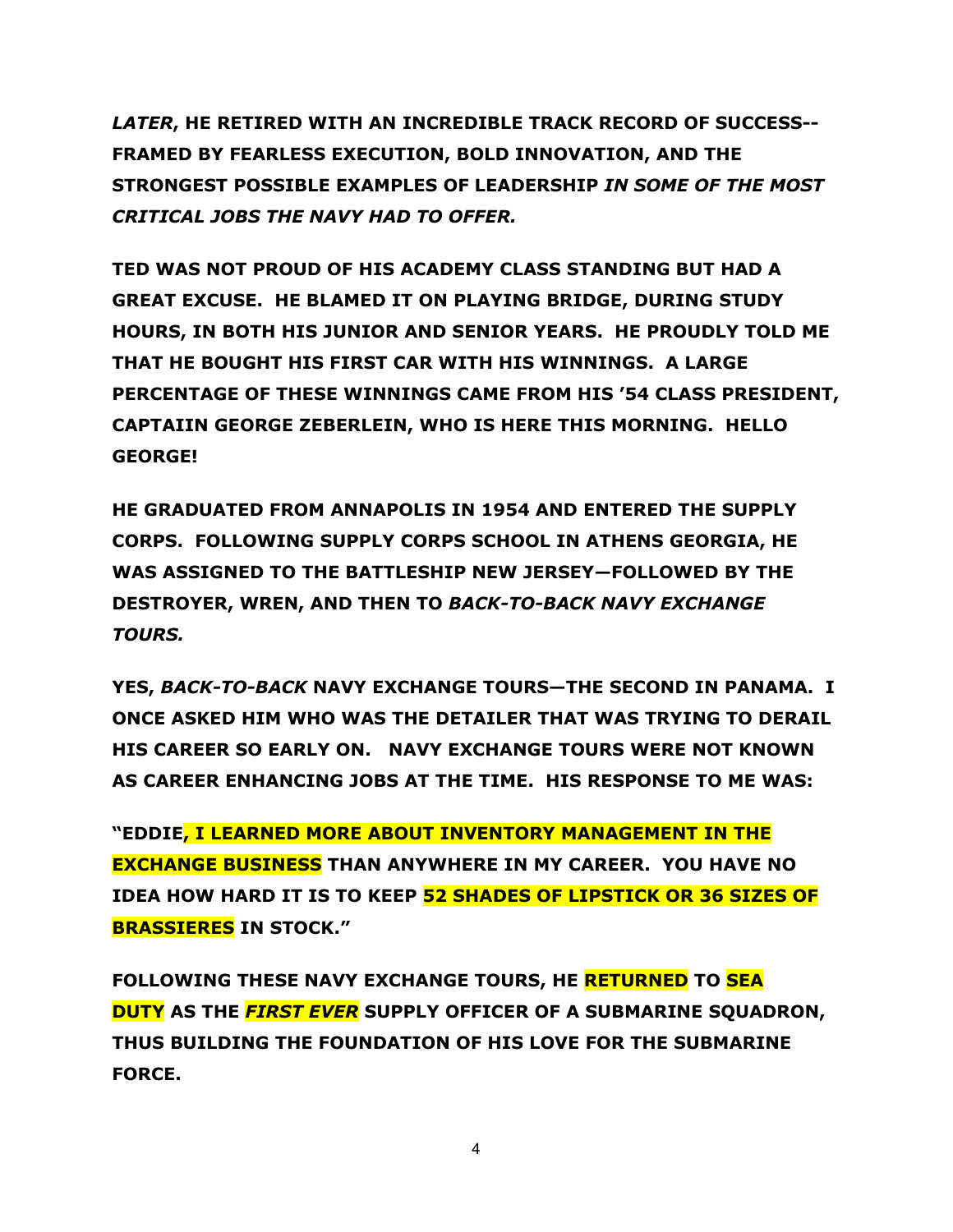***LATER*, HE RETIRED WITH AN INCREDIBLE TRACK RECORD OF SUCCESS--FRAMED BY FEARLESS EXECUTION, BOLD INNOVATION, AND THE STRONGEST POSSIBLE EXAMPLES OF LEADERSHIP *IN SOME OF THE MOST CRITICAL JOBS THE NAVY HAD TO OFFER.***

**TED WAS NOT PROUD OF HIS ACADEMY CLASS STANDING BUT HAD A GREAT EXCUSE. HE BLAMED IT ON PLAYING BRIDGE, DURING STUDY HOURS, IN BOTH HIS JUNIOR AND SENIOR YEARS. HE PROUDLY TOLD ME THAT HE BOUGHT HIS FIRST CAR WITH HIS WINNINGS. A LARGE PERCENTAGE OF THESE WINNINGS CAME FROM HIS '54 CLASS PRESIDENT, CAPTAIIN GEORGE ZEBERLEIN, WHO IS HERE THIS MORNING. HELLO GEORGE!**

**HE GRADUATED FROM ANNAPOLIS IN 1954 AND ENTERED THE SUPPLY CORPS. FOLLOWING SUPPLY CORPS SCHOOL IN ATHENS GEORGIA, HE WAS ASSIGNED TO THE BATTLESHIP NEW JERSEY—FOLLOWED BY THE DESTROYER, WREN, AND THEN TO *BACK-TO-BACK NAVY EXCHANGE TOURS.***

**YES, *BACK-TO-BACK* NAVY EXCHANGE TOURS—THE SECOND IN PANAMA. I ONCE ASKED HIM WHO WAS THE DETAILER THAT WAS TRYING TO DERAIL HIS CAREER SO EARLY ON. NAVY EXCHANGE TOURS WERE NOT KNOWN AS CAREER ENHANCING JOBS AT THE TIME. HIS RESPONSE TO ME WAS:**

**"EDDIE, I LEARNED MORE ABOUT INVENTORY MANAGEMENT IN THE EXCHANGE BUSINESS THAN ANYWHERE IN MY CAREER. YOU HAVE NO IDEA HOW HARD IT IS TO KEEP 52 SHADES OF LIPSTICK OR 36 SIZES OF BRASSIERES IN STOCK."**

**FOLLOWING THESE NAVY EXCHANGE TOURS, HE RETURNED TO SEA DUTY AS THE *FIRST EVER* SUPPLY OFFICER OF A SUBMARINE SQUADRON, THUS BUILDING THE FOUNDATION OF HIS LOVE FOR THE SUBMARINE FORCE.**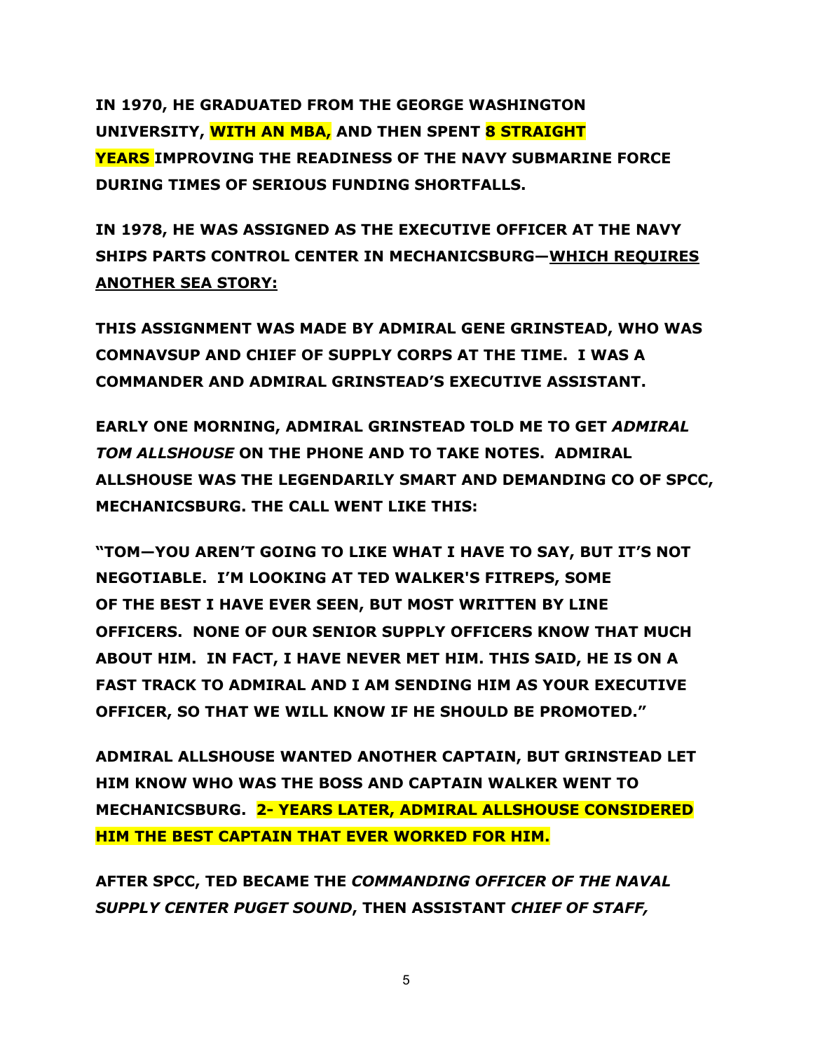**IN 1970, HE GRADUATED FROM THE GEORGE WASHINGTON UNIVERSITY, WITH AN MBA, AND THEN SPENT 8 STRAIGHT YEARS IMPROVING THE READINESS OF THE NAVY SUBMARINE FORCE DURING TIMES OF SERIOUS FUNDING SHORTFALLS.**

**IN 1978, HE WAS ASSIGNED AS THE EXECUTIVE OFFICER AT THE NAVY SHIPS PARTS CONTROL CENTER IN MECHANICSBURG—<u>WHICH REQUIRES ANOTHER SEA STORY:</u>**

**THIS ASSIGNMENT WAS MADE BY ADMIRAL GENE GRINSTEAD, WHO WAS COMNAVSUP AND CHIEF OF SUPPLY CORPS AT THE TIME. I WAS A COMMANDER AND ADMIRAL GRINSTEAD'S EXECUTIVE ASSISTANT.**

**EARLY ONE MORNING, ADMIRAL GRINSTEAD TOLD ME TO GET *ADMIRAL TOM ALLSHOUSE* ON THE PHONE AND TO TAKE NOTES. ADMIRAL ALLSHOUSE WAS THE LEGENDARILY SMART AND DEMANDING CO OF SPCC, MECHANICSBURG. THE CALL WENT LIKE THIS:**

**"TOM—YOU AREN'T GOING TO LIKE WHAT I HAVE TO SAY, BUT IT'S NOT NEGOTIABLE. I'M LOOKING AT TED WALKER'S FITREPS, SOME OF THE BEST I HAVE EVER SEEN, BUT MOST WRITTEN BY LINE OFFICERS. NONE OF OUR SENIOR SUPPLY OFFICERS KNOW THAT MUCH ABOUT HIM. IN FACT, I HAVE NEVER MET HIM. THIS SAID, HE IS ON A FAST TRACK TO ADMIRAL AND I AM SENDING HIM AS YOUR EXECUTIVE OFFICER, SO THAT WE WILL KNOW IF HE SHOULD BE PROMOTED."**

**ADMIRAL ALLSHOUSE WANTED ANOTHER CAPTAIN, BUT GRINSTEAD LET HIM KNOW WHO WAS THE BOSS AND CAPTAIN WALKER WENT TO MECHANICSBURG. 2- YEARS LATER, ADMIRAL ALLSHOUSE CONSIDERED HIM THE BEST CAPTAIN THAT EVER WORKED FOR HIM.**

**AFTER SPCC, TED BECAME THE *COMMANDING OFFICER OF THE NAVAL SUPPLY CENTER PUGET SOUND*, THEN ASSISTANT *CHIEF OF STAFF,***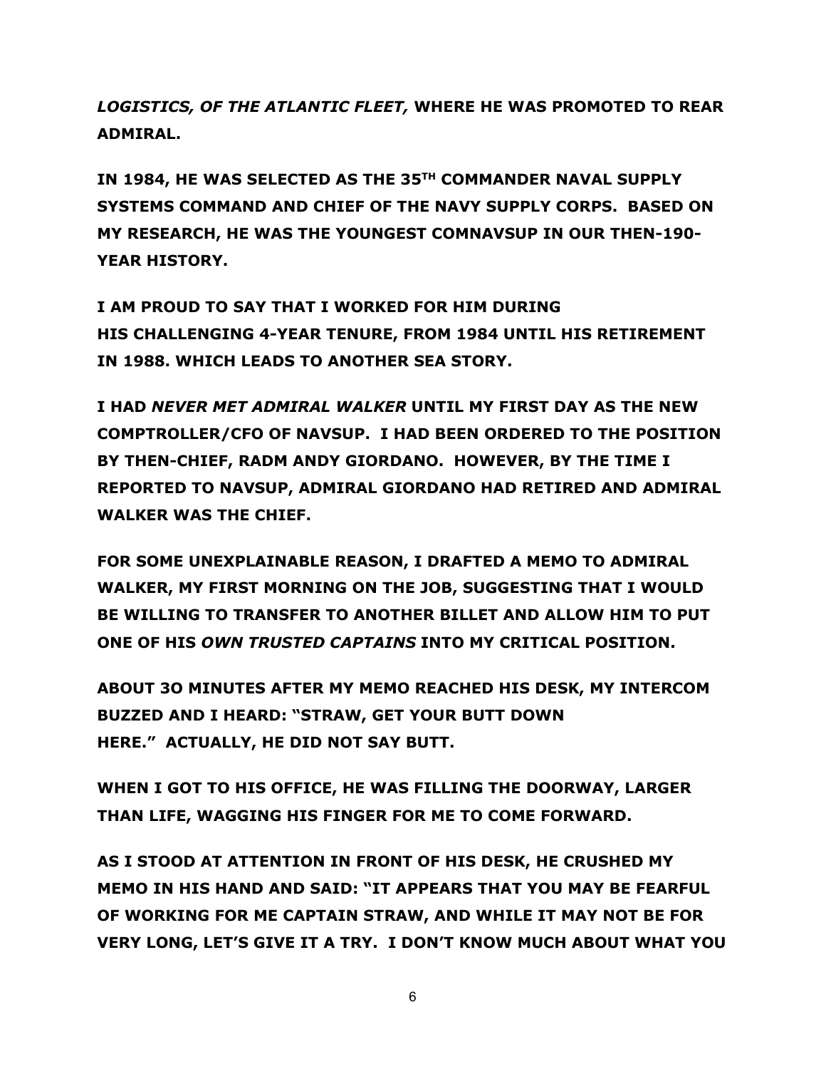***LOGISTICS, OF THE ATLANTIC FLEET,*** **WHERE HE WAS PROMOTED TO REAR ADMIRAL.**

**IN 1984, HE WAS SELECTED AS THE 35TH COMMANDER NAVAL SUPPLY SYSTEMS COMMAND AND CHIEF OF THE NAVY SUPPLY CORPS. BASED ON MY RESEARCH, HE WAS THE YOUNGEST COMNAVSUP IN OUR THEN-190-YEAR HISTORY.**

**I AM PROUD TO SAY THAT I WORKED FOR HIM DURING HIS CHALLENGING 4-YEAR TENURE, FROM 1984 UNTIL HIS RETIREMENT IN 1988. WHICH LEADS TO ANOTHER SEA STORY.**

**I HAD *NEVER MET ADMIRAL WALKER* UNTIL MY FIRST DAY AS THE NEW COMPTROLLER/CFO OF NAVSUP. I HAD BEEN ORDERED TO THE POSITION BY THEN-CHIEF, RADM ANDY GIORDANO. HOWEVER, BY THE TIME I REPORTED TO NAVSUP, ADMIRAL GIORDANO HAD RETIRED AND ADMIRAL WALKER WAS THE CHIEF.**

**FOR SOME UNEXPLAINABLE REASON, I DRAFTED A MEMO TO ADMIRAL WALKER, MY FIRST MORNING ON THE JOB, SUGGESTING THAT I WOULD BE WILLING TO TRANSFER TO ANOTHER BILLET AND ALLOW HIM TO PUT ONE OF HIS *OWN TRUSTED CAPTAINS* INTO MY CRITICAL POSITION.**

**ABOUT 3O MINUTES AFTER MY MEMO REACHED HIS DESK, MY INTERCOM BUZZED AND I HEARD: "STRAW, GET YOUR BUTT DOWN HERE." ACTUALLY, HE DID NOT SAY BUTT.**

**WHEN I GOT TO HIS OFFICE, HE WAS FILLING THE DOORWAY, LARGER THAN LIFE, WAGGING HIS FINGER FOR ME TO COME FORWARD.**

**AS I STOOD AT ATTENTION IN FRONT OF HIS DESK, HE CRUSHED MY MEMO IN HIS HAND AND SAID: "IT APPEARS THAT YOU MAY BE FEARFUL OF WORKING FOR ME CAPTAIN STRAW, AND WHILE IT MAY NOT BE FOR VERY LONG, LET'S GIVE IT A TRY. I DON'T KNOW MUCH ABOUT WHAT YOU**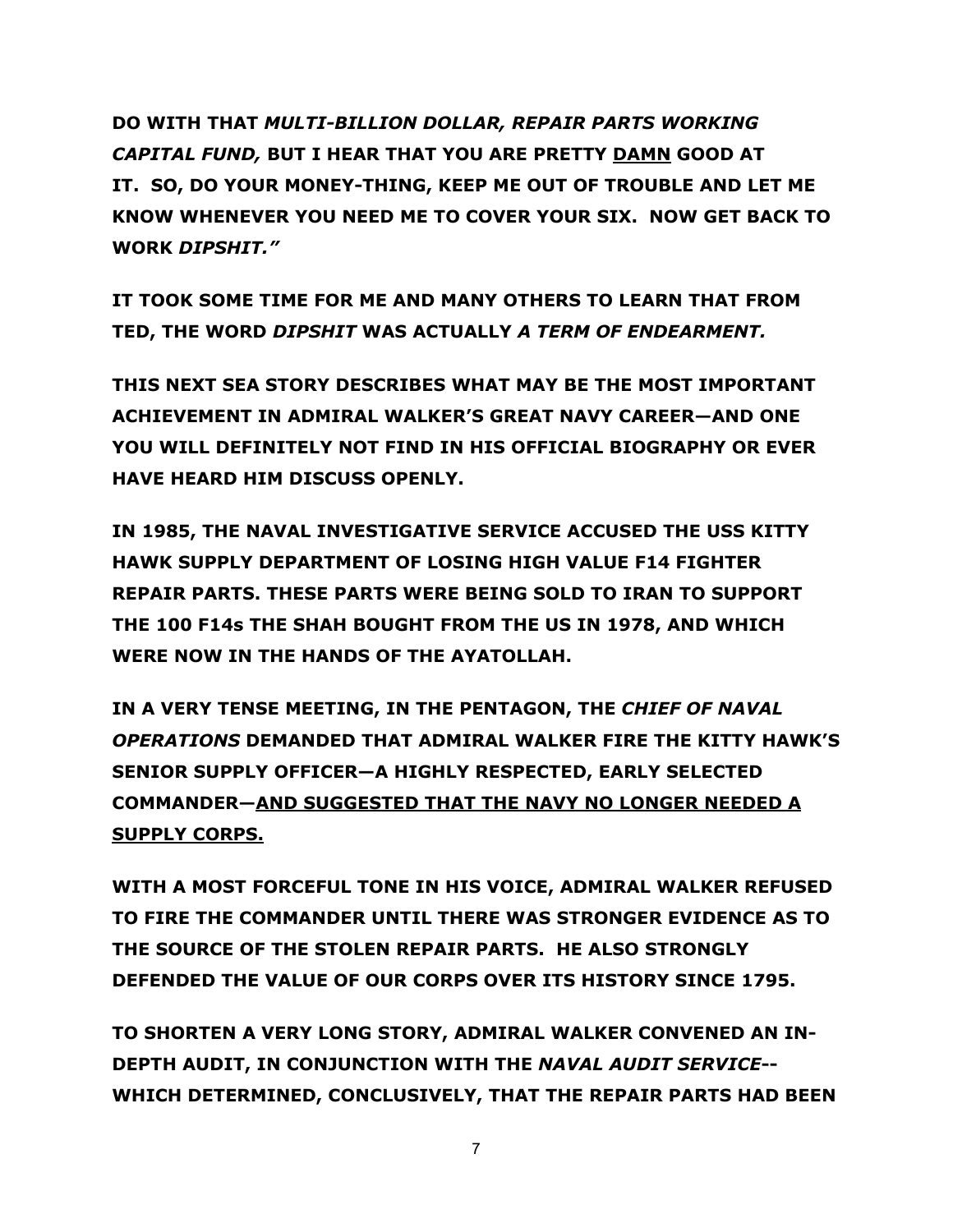**DO WITH THAT *MULTI-BILLION DOLLAR, REPAIR PARTS WORKING CAPITAL FUND,* BUT I HEAR THAT YOU ARE PRETTY <u>DAMN</u> GOOD AT IT. SO, DO YOUR MONEY-THING, KEEP ME OUT OF TROUBLE AND LET ME KNOW WHENEVER YOU NEED ME TO COVER YOUR SIX. NOW GET BACK TO WORK *DIPSHIT."***

**IT TOOK SOME TIME FOR ME AND MANY OTHERS TO LEARN THAT FROM TED, THE WORD *DIPSHIT* WAS ACTUALLY *A TERM OF ENDEARMENT.***

**THIS NEXT SEA STORY DESCRIBES WHAT MAY BE THE MOST IMPORTANT ACHIEVEMENT IN ADMIRAL WALKER'S GREAT NAVY CAREER—AND ONE YOU WILL DEFINITELY NOT FIND IN HIS OFFICIAL BIOGRAPHY OR EVER HAVE HEARD HIM DISCUSS OPENLY.**

**IN 1985, THE NAVAL INVESTIGATIVE SERVICE ACCUSED THE USS KITTY HAWK SUPPLY DEPARTMENT OF LOSING HIGH VALUE F14 FIGHTER REPAIR PARTS. THESE PARTS WERE BEING SOLD TO IRAN TO SUPPORT THE 100 F14s THE SHAH BOUGHT FROM THE US IN 1978, AND WHICH WERE NOW IN THE HANDS OF THE AYATOLLAH.**

**IN A VERY TENSE MEETING, IN THE PENTAGON, THE *CHIEF OF NAVAL OPERATIONS* DEMANDED THAT ADMIRAL WALKER FIRE THE KITTY HAWK'S SENIOR SUPPLY OFFICER—A HIGHLY RESPECTED, EARLY SELECTED COMMANDER—<u>AND SUGGESTED THAT THE NAVY NO LONGER NEEDED A SUPPLY CORPS.</u>**

**WITH A MOST FORCEFUL TONE IN HIS VOICE, ADMIRAL WALKER REFUSED TO FIRE THE COMMANDER UNTIL THERE WAS STRONGER EVIDENCE AS TO THE SOURCE OF THE STOLEN REPAIR PARTS. HE ALSO STRONGLY DEFENDED THE VALUE OF OUR CORPS OVER ITS HISTORY SINCE 1795.**

**TO SHORTEN A VERY LONG STORY, ADMIRAL WALKER CONVENED AN IN-DEPTH AUDIT, IN CONJUNCTION WITH THE *NAVAL AUDIT SERVICE*-- WHICH DETERMINED, CONCLUSIVELY, THAT THE REPAIR PARTS HAD BEEN**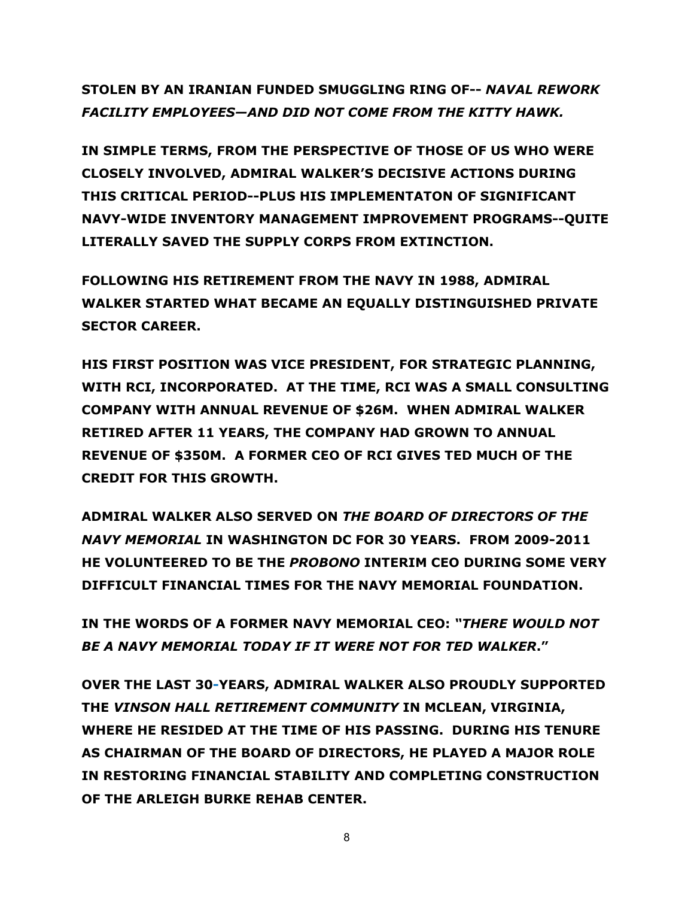**STOLEN BY AN IRANIAN FUNDED SMUGGLING RING OF-- *NAVAL REWORK FACILITY EMPLOYEES—AND DID NOT COME FROM THE KITTY HAWK.***

**IN SIMPLE TERMS, FROM THE PERSPECTIVE OF THOSE OF US WHO WERE CLOSELY INVOLVED, ADMIRAL WALKER'S DECISIVE ACTIONS DURING THIS CRITICAL PERIOD--PLUS HIS IMPLEMENTATON OF SIGNIFICANT NAVY-WIDE INVENTORY MANAGEMENT IMPROVEMENT PROGRAMS--QUITE LITERALLY SAVED THE SUPPLY CORPS FROM EXTINCTION.**

**FOLLOWING HIS RETIREMENT FROM THE NAVY IN 1988, ADMIRAL WALKER STARTED WHAT BECAME AN EQUALLY DISTINGUISHED PRIVATE SECTOR CAREER.**

**HIS FIRST POSITION WAS VICE PRESIDENT, FOR STRATEGIC PLANNING, WITH RCI, INCORPORATED. AT THE TIME, RCI WAS A SMALL CONSULTING COMPANY WITH ANNUAL REVENUE OF $26M. WHEN ADMIRAL WALKER RETIRED AFTER 11 YEARS, THE COMPANY HAD GROWN TO ANNUAL REVENUE OF $350M. A FORMER CEO OF RCI GIVES TED MUCH OF THE CREDIT FOR THIS GROWTH.**

**ADMIRAL WALKER ALSO SERVED ON *THE BOARD OF DIRECTORS OF THE NAVY MEMORIAL* IN WASHINGTON DC FOR 30 YEARS. FROM 2009-2011 HE VOLUNTEERED TO BE THE *PROBONO* INTERIM CEO DURING SOME VERY DIFFICULT FINANCIAL TIMES FOR THE NAVY MEMORIAL FOUNDATION.**

**IN THE WORDS OF A FORMER NAVY MEMORIAL CEO: *"THERE WOULD NOT BE A NAVY MEMORIAL TODAY IF IT WERE NOT FOR TED WALKER*."**

**OVER THE LAST 30-YEARS, ADMIRAL WALKER ALSO PROUDLY SUPPORTED THE *VINSON HALL RETIREMENT COMMUNITY* IN MCLEAN, VIRGINIA, WHERE HE RESIDED AT THE TIME OF HIS PASSING. DURING HIS TENURE AS CHAIRMAN OF THE BOARD OF DIRECTORS, HE PLAYED A MAJOR ROLE IN RESTORING FINANCIAL STABILITY AND COMPLETING CONSTRUCTION OF THE ARLEIGH BURKE REHAB CENTER.**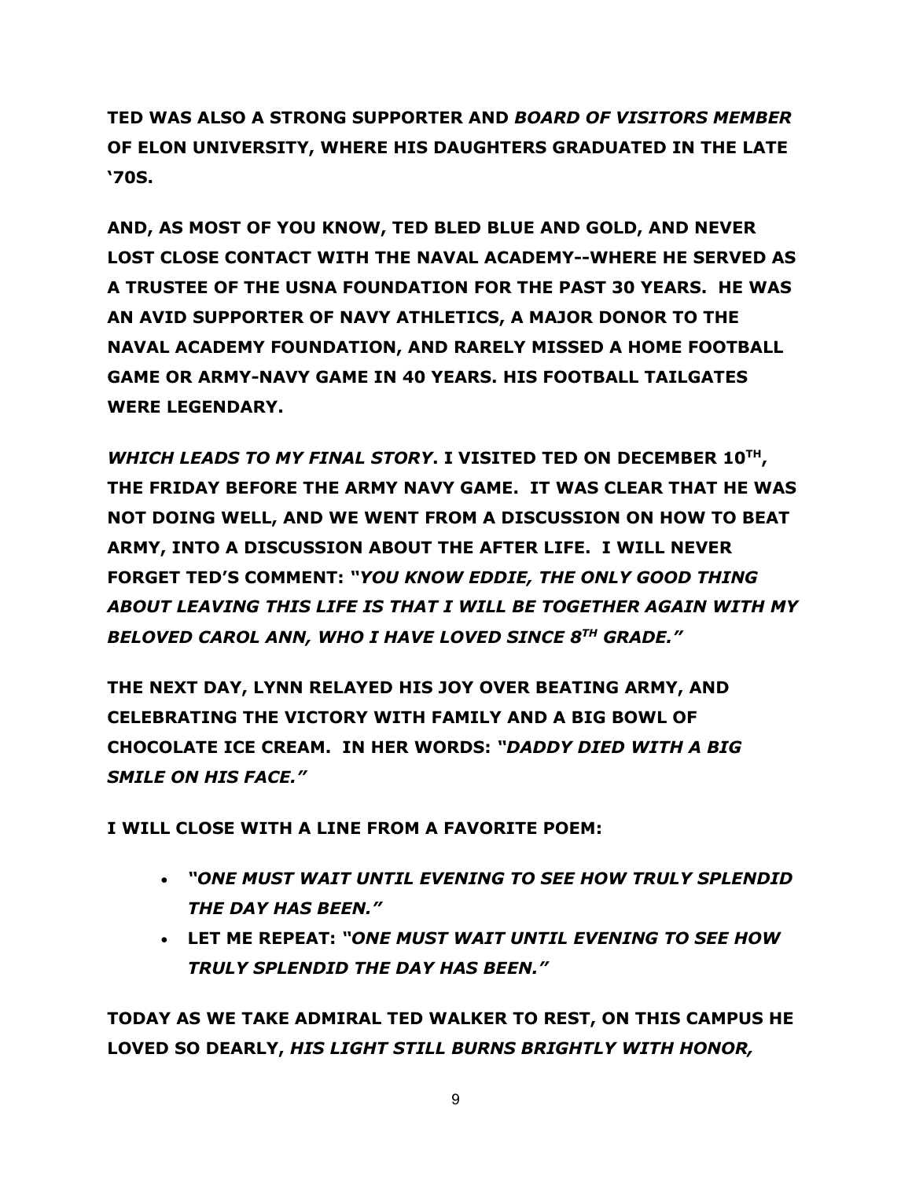**TED WAS ALSO A STRONG SUPPORTER AND *BOARD OF VISITORS MEMBER* OF ELON UNIVERSITY, WHERE HIS DAUGHTERS GRADUATED IN THE LATE '70S.**

**AND, AS MOST OF YOU KNOW, TED BLED BLUE AND GOLD, AND NEVER LOST CLOSE CONTACT WITH THE NAVAL ACADEMY--WHERE HE SERVED AS A TRUSTEE OF THE USNA FOUNDATION FOR THE PAST 30 YEARS. HE WAS AN AVID SUPPORTER OF NAVY ATHLETICS, A MAJOR DONOR TO THE NAVAL ACADEMY FOUNDATION, AND RARELY MISSED A HOME FOOTBALL GAME OR ARMY-NAVY GAME IN 40 YEARS. HIS FOOTBALL TAILGATES WERE LEGENDARY.**

***WHICH LEADS TO MY FINAL STORY*. I VISITED TED ON DECEMBER 10TH, THE FRIDAY BEFORE THE ARMY NAVY GAME. IT WAS CLEAR THAT HE WAS NOT DOING WELL, AND WE WENT FROM A DISCUSSION ON HOW TO BEAT ARMY, INTO A DISCUSSION ABOUT THE AFTER LIFE. I WILL NEVER FORGET TED'S COMMENT: *"YOU KNOW EDDIE, THE ONLY GOOD THING ABOUT LEAVING THIS LIFE IS THAT I WILL BE TOGETHER AGAIN WITH MY BELOVED CAROL ANN, WHO I HAVE LOVED SINCE 8TH GRADE."***

**THE NEXT DAY, LYNN RELAYED HIS JOY OVER BEATING ARMY, AND CELEBRATING THE VICTORY WITH FAMILY AND A BIG BOWL OF CHOCOLATE ICE CREAM. IN HER WORDS: *"DADDY DIED WITH A BIG SMILE ON HIS FACE."***

**I WILL CLOSE WITH A LINE FROM A FAVORITE POEM:**

- ***"ONE MUST WAIT UNTIL EVENING TO SEE HOW TRULY SPLENDID THE DAY HAS BEEN."***
- **LET ME REPEAT: *"ONE MUST WAIT UNTIL EVENING TO SEE HOW TRULY SPLENDID THE DAY HAS BEEN."***

**TODAY AS WE TAKE ADMIRAL TED WALKER TO REST, ON THIS CAMPUS HE LOVED SO DEARLY, *HIS LIGHT STILL BURNS BRIGHTLY WITH HONOR,***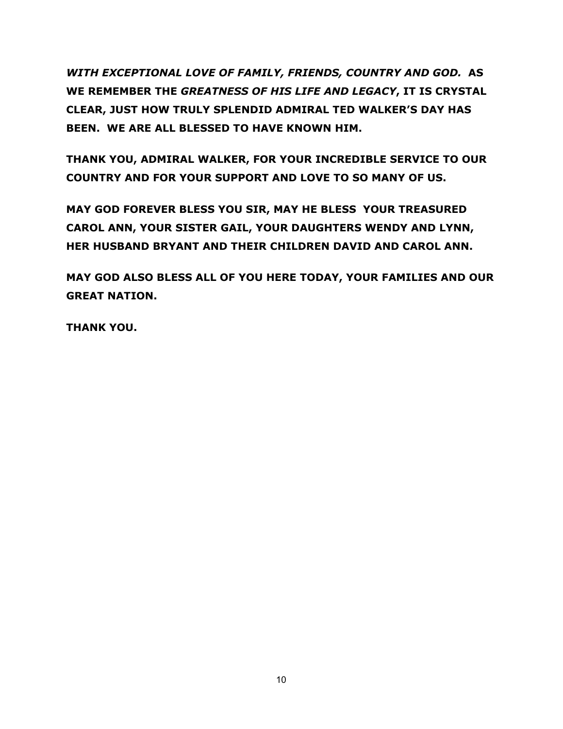***WITH EXCEPTIONAL LOVE OF FAMILY, FRIENDS, COUNTRY AND GOD.*** **AS WE REMEMBER THE *GREATNESS OF HIS LIFE AND LEGACY*, IT IS CRYSTAL CLEAR, JUST HOW TRULY SPLENDID ADMIRAL TED WALKER'S DAY HAS BEEN. WE ARE ALL BLESSED TO HAVE KNOWN HIM.**

**THANK YOU, ADMIRAL WALKER, FOR YOUR INCREDIBLE SERVICE TO OUR COUNTRY AND FOR YOUR SUPPORT AND LOVE TO SO MANY OF US.**

**MAY GOD FOREVER BLESS YOU SIR, MAY HE BLESS YOUR TREASURED CAROL ANN, YOUR SISTER GAIL, YOUR DAUGHTERS WENDY AND LYNN, HER HUSBAND BRYANT AND THEIR CHILDREN DAVID AND CAROL ANN.**

**MAY GOD ALSO BLESS ALL OF YOU HERE TODAY, YOUR FAMILIES AND OUR GREAT NATION.**

**THANK YOU.**